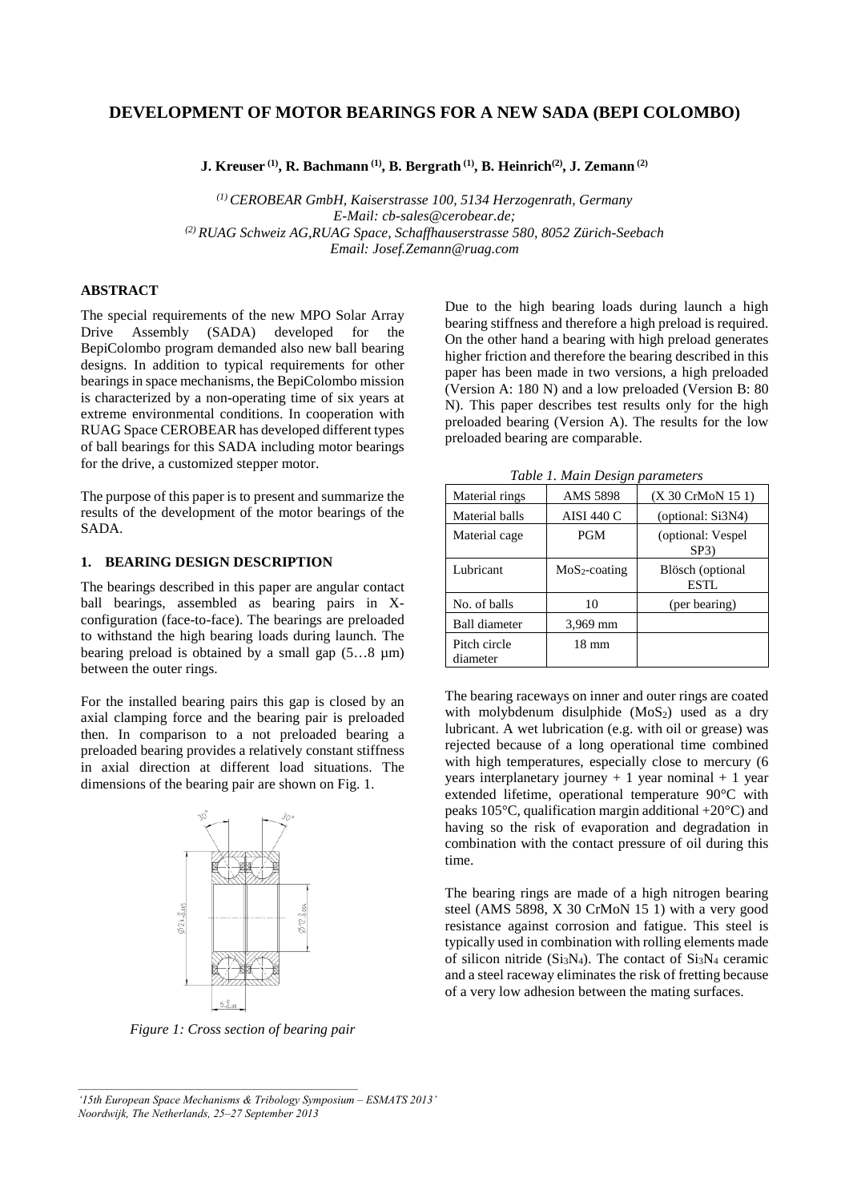# DEVELOPMENT OF MOTOR BEARINGS FOR A NEW SADA (BEPI COLOMBO)

**J. Kreuser [1], R. Bachmann [1], B. Bergrath [1], B. Heinrich[2], J. Zemann [2]**

*[1] CEROBEAR GmbH, Kaiserstrasse 100, 5134 Herzogenrath, Germany*
*E-Mail: cb-sales@cerobear.de;*
*[2] RUAG Schweiz AG,RUAG Space, Schaffhauserstrasse 580, 8052 Zürich-Seebach*
*Email: Josef.Zemann@ruag.com*

## ABSTRACT

The special requirements of the new MPO Solar Array Drive Assembly (SADA) developed for the BepiColombo program demanded also new ball bearing designs. In addition to typical requirements for other bearings in space mechanisms, the BepiColombo mission is characterized by a non-operating time of six years at extreme environmental conditions. In cooperation with RUAG Space CEROBEAR has developed different types of ball bearings for this SADA including motor bearings for the drive, a customized stepper motor.

The purpose of this paper is to present and summarize the results of the development of the motor bearings of the SADA.

## 1. BEARING DESIGN DESCRIPTION

The bearings described in this paper are angular contact ball bearings, assembled as bearing pairs in X-configuration (face-to-face). The bearings are preloaded to withstand the high bearing loads during launch. The bearing preload is obtained by a small gap (5…8 µm) between the outer rings.

For the installed bearing pairs this gap is closed by an axial clamping force and the bearing pair is preloaded then. In comparison to a not preloaded bearing a preloaded bearing provides a relatively constant stiffness in axial direction at different load situations. The dimensions of the bearing pair are shown on Fig. 1.

*Figure 1: Cross section of bearing pair*

Due to the high bearing loads during launch a high bearing stiffness and therefore a high preload is required. On the other hand a bearing with high preload generates higher friction and therefore the bearing described in this paper has been made in two versions, a high preloaded (Version A: 180 N) and a low preloaded (Version B: 80 N). This paper describes test results only for the high preloaded bearing (Version A). The results for the low preloaded bearing are comparable.

*Table 1. Main Design parameters*

| Material rings | AMS 5898 | (X 30 CrMoN 15 1) |
|---|---|---|
| Material balls | AISI 440 C | (optional: Si3N4) |
| Material cage | PGM | (optional: Vespel SP3) |
| Lubricant | $MoS_2$-coating | Blösch (optional ESTL |
| No. of balls | 10 | (per bearing) |
| Ball diameter | 3,969 mm | |
| Pitch circle diameter | 18 mm | |

The bearing raceways on inner and outer rings are coated with molybdenum disulphide ($MoS_2$) used as a dry lubricant. A wet lubrication (e.g. with oil or grease) was rejected because of a long operational time combined with high temperatures, especially close to mercury (6 years interplanetary journey + 1 year nominal + 1 year extended lifetime, operational temperature 90°C with peaks 105°C, qualification margin additional +20°C) and having so the risk of evaporation and degradation in combination with the contact pressure of oil during this time.

The bearing rings are made of a high nitrogen bearing steel (AMS 5898, X 30 CrMoN 15 1) with a very good resistance against corrosion and fatigue. This steel is typically used in combination with rolling elements made of silicon nitride ($Si_3N_4$). The contact of $Si_3N_4$ ceramic and a steel raceway eliminates the risk of fretting because of a very low adhesion between the mating surfaces.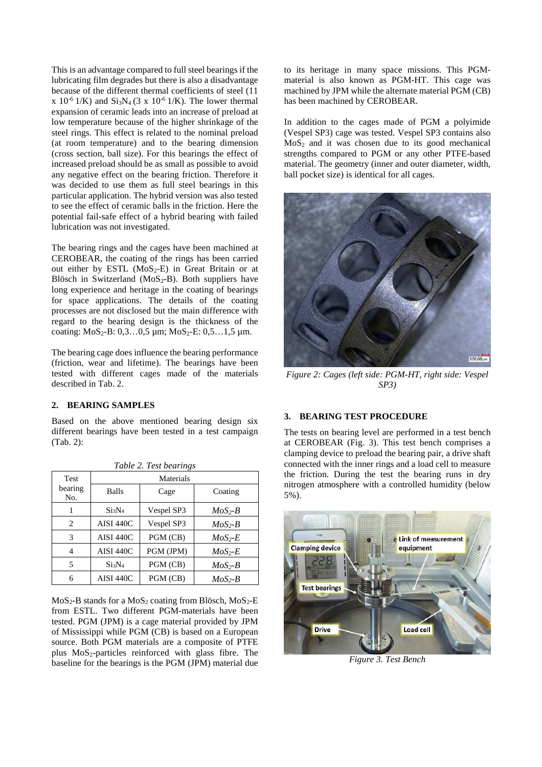This is an advantage compared to full steel bearings if the lubricating film degrades but there is also a disadvantage because of the different thermal coefficients of steel (11 x $10^{-6}$ 1/K) and $Si_3N_4$ (3 x $10^{-6}$ 1/K). The lower thermal expansion of ceramic leads into an increase of preload at low temperature because of the higher shrinkage of the steel rings. This effect is related to the nominal preload (at room temperature) and to the bearing dimension (cross section, ball size). For this bearings the effect of increased preload should be as small as possible to avoid any negative effect on the bearing friction. Therefore it was decided to use them as full steel bearings in this particular application. The hybrid version was also tested to see the effect of ceramic balls in the friction. Here the potential fail-safe effect of a hybrid bearing with failed lubrication was not investigated.

The bearing rings and the cages have been machined at CEROBEAR, the coating of the rings has been carried out either by ESTL ($MoS_2$-E) in Great Britain or at Blösch in Switzerland ($MoS_2$-B). Both suppliers have long experience and heritage in the coating of bearings for space applications. The details of the coating processes are not disclosed but the main difference with regard to the bearing design is the thickness of the coating: $MoS_2$-B: 0,3…0,5 µm; $MoS_2$-E: 0,5…1,5 µm.

The bearing cage does influence the bearing performance (friction, wear and lifetime). The bearings have been tested with different cages made of the materials described in Tab. 2.

## 2. BEARING SAMPLES

Based on the above mentioned bearing design six different bearings have been tested in a test campaign (Tab. 2):

*Table 2. Test bearings*

| Test bearing No. | Materials | | |
|---|---|---|---|
| | Balls | Cage | Coating |
| 1 | $Si_3N_4$ | Vespel SP3 | *$MoS_2$-B* |
| 2 | AISI 440C | Vespel SP3 | *$MoS_2$-B* |
| 3 | AISI 440C | PGM (CB) | *$MoS_2$-E* |
| 4 | AISI 440C | PGM (JPM) | *$MoS_2$-E* |
| 5 | $Si_3N_4$ | PGM (CB) | *$MoS_2$-B* |
| 6 | AISI 440C | PGM (CB) | *$MoS_2$-B* |

$MoS_2$-B stands for a $MoS_2$ coating from Blösch, $MoS_2$-E from ESTL. Two different PGM-materials have been tested. PGM (JPM) is a cage material provided by JPM of Mississippi while PGM (CB) is based on a European source. Both PGM materials are a composite of PTFE plus $MoS_2$-particles reinforced with glass fibre. The baseline for the bearings is the PGM (JPM) material due to its heritage in many space missions. This PGM-material is also known as PGM-HT. This cage was machined by JPM while the alternate material PGM (CB) has been machined by CEROBEAR.

In addition to the cages made of PGM a polyimide (Vespel SP3) cage was tested. Vespel SP3 contains also $MoS_2$ and it was chosen due to its good mechanical strengths compared to PGM or any other PTFE-based material. The geometry (inner and outer diameter, width, ball pocket size) is identical for all cages.

*Figure 2: Cages (left side: PGM-HT, right side: Vespel SP3)*

## 3. BEARING TEST PROCEDURE

The tests on bearing level are performed in a test bench at CEROBEAR (Fig. 3). This test bench comprises a clamping device to preload the bearing pair, a drive shaft connected with the inner rings and a load cell to measure the friction. During the test the bearing runs in dry nitrogen atmosphere with a controlled humidity (below 5%).

*Figure 3. Test Bench*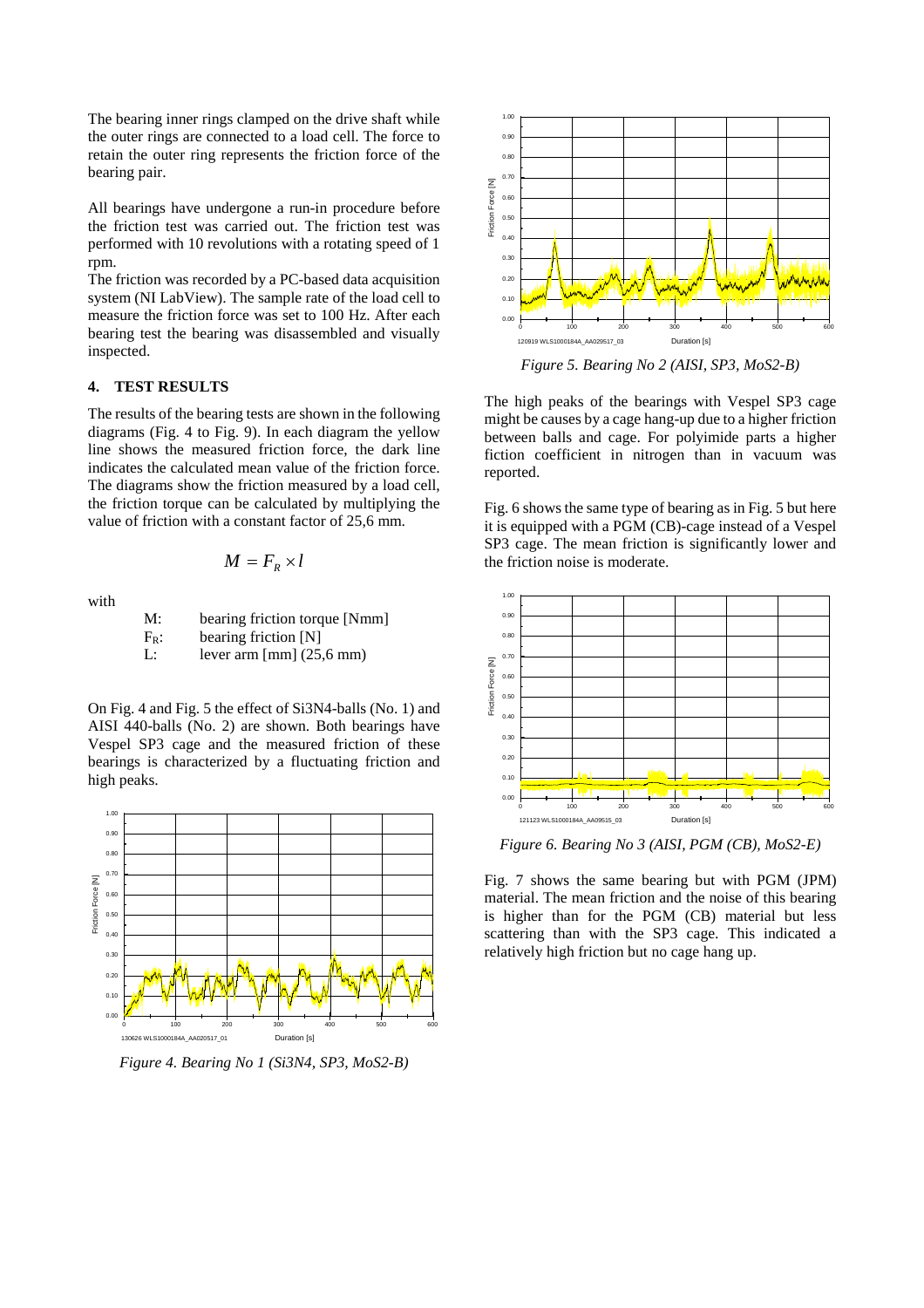The bearing inner rings clamped on the drive shaft while the outer rings are connected to a load cell. The force to retain the outer ring represents the friction force of the bearing pair.

All bearings have undergone a run-in procedure before the friction test was carried out. The friction test was performed with 10 revolutions with a rotating speed of 1 rpm.

The friction was recorded by a PC-based data acquisition system (NI LabView). The sample rate of the load cell to measure the friction force was set to 100 Hz. After each bearing test the bearing was disassembled and visually inspected.

## 4. TEST RESULTS

The results of the bearing tests are shown in the following diagrams (Fig. 4 to Fig. 9). In each diagram the yellow line shows the measured friction force, the dark line indicates the calculated mean value of the friction force. The diagrams show the friction measured by a load cell, the friction torque can be calculated by multiplying the value of friction with a constant factor of 25,6 mm.

$$M = F_R \times l$$

with

- M: bearing friction torque [Nmm]
- $F_R$: bearing friction [N]
- L: lever arm [mm] (25,6 mm)

On Fig. 4 and Fig. 5 the effect of Si3N4-balls (No. 1) and AISI 440-balls (No. 2) are shown. Both bearings have Vespel SP3 cage and the measured friction of these bearings is characterized by a fluctuating friction and high peaks.

*Figure 4. Bearing No 1 (Si3N4, SP3, MoS2-B)*

*Figure 5. Bearing No 2 (AISI, SP3, MoS2-B)*

The high peaks of the bearings with Vespel SP3 cage might be causes by a cage hang-up due to a higher friction between balls and cage. For polyimide parts a higher fiction coefficient in nitrogen than in vacuum was reported.

Fig. 6 shows the same type of bearing as in Fig. 5 but here it is equipped with a PGM (CB)-cage instead of a Vespel SP3 cage. The mean friction is significantly lower and the friction noise is moderate.

*Figure 6. Bearing No 3 (AISI, PGM (CB), MoS2-E)*

Fig. 7 shows the same bearing but with PGM (JPM) material. The mean friction and the noise of this bearing is higher than for the PGM (CB) material but less scattering than with the SP3 cage. This indicated a relatively high friction but no cage hang up.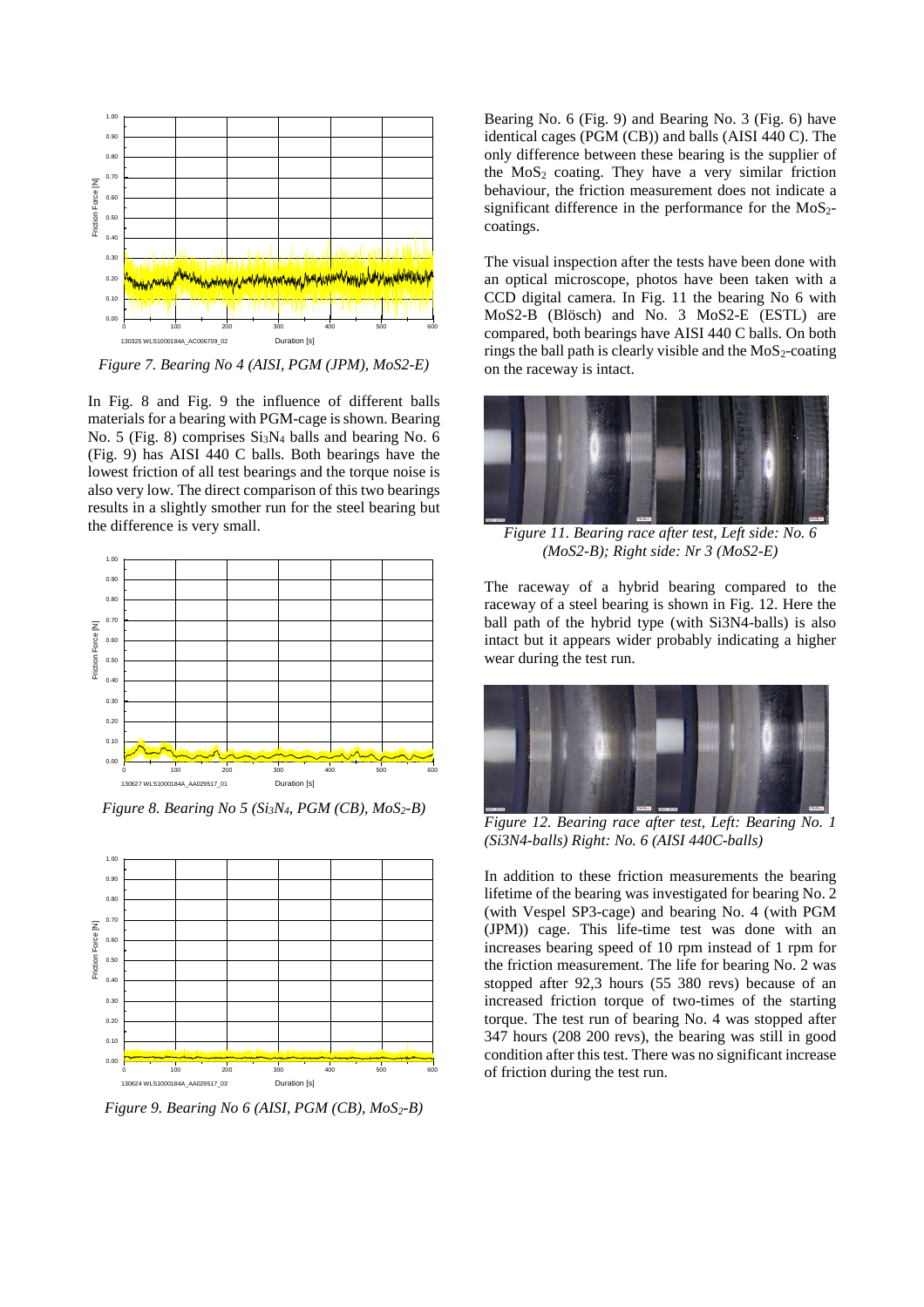*Figure 7. Bearing No 4 (AISI, PGM (JPM), MoS2-E)*

In Fig. 8 and Fig. 9 the influence of different balls materials for a bearing with PGM-cage is shown. Bearing No. 5 (Fig. 8) comprises $Si_3N_4$ balls and bearing No. 6 (Fig. 9) has AISI 440 C balls. Both bearings have the lowest friction of all test bearings and the torque noise is also very low. The direct comparison of this two bearings results in a slightly smother run for the steel bearing but the difference is very small.

*Figure 8. Bearing No 5 ($Si_3N_4$, PGM (CB), $MoS_2$-B)*

*Figure 9. Bearing No 6 (AISI, PGM (CB), $MoS_2$-B)*

Bearing No. 6 (Fig. 9) and Bearing No. 3 (Fig. 6) have identical cages (PGM (CB)) and balls (AISI 440 C). The only difference between these bearing is the supplier of the $MoS_2$ coating. They have a very similar friction behaviour, the friction measurement does not indicate a significant difference in the performance for the $MoS_2$-coatings.

The visual inspection after the tests have been done with an optical microscope, photos have been taken with a CCD digital camera. In Fig. 11 the bearing No 6 with MoS2-B (Blösch) and No. 3 MoS2-E (ESTL) are compared, both bearings have AISI 440 C balls. On both rings the ball path is clearly visible and the $MoS_2$-coating on the raceway is intact.

*Figure 11. Bearing race after test, Left side: No. 6 (MoS2-B); Right side: Nr 3 (MoS2-E)*

The raceway of a hybrid bearing compared to the raceway of a steel bearing is shown in Fig. 12. Here the ball path of the hybrid type (with Si3N4-balls) is also intact but it appears wider probably indicating a higher wear during the test run.

*Figure 12. Bearing race after test, Left: Bearing No. 1 (Si3N4-balls) Right: No. 6 (AISI 440C-balls)*

In addition to these friction measurements the bearing lifetime of the bearing was investigated for bearing No. 2 (with Vespel SP3-cage) and bearing No. 4 (with PGM (JPM)) cage. This life-time test was done with an increases bearing speed of 10 rpm instead of 1 rpm for the friction measurement. The life for bearing No. 2 was stopped after 92,3 hours (55 380 revs) because of an increased friction torque of two-times of the starting torque. The test run of bearing No. 4 was stopped after 347 hours (208 200 revs), the bearing was still in good condition after this test. There was no significant increase of friction during the test run.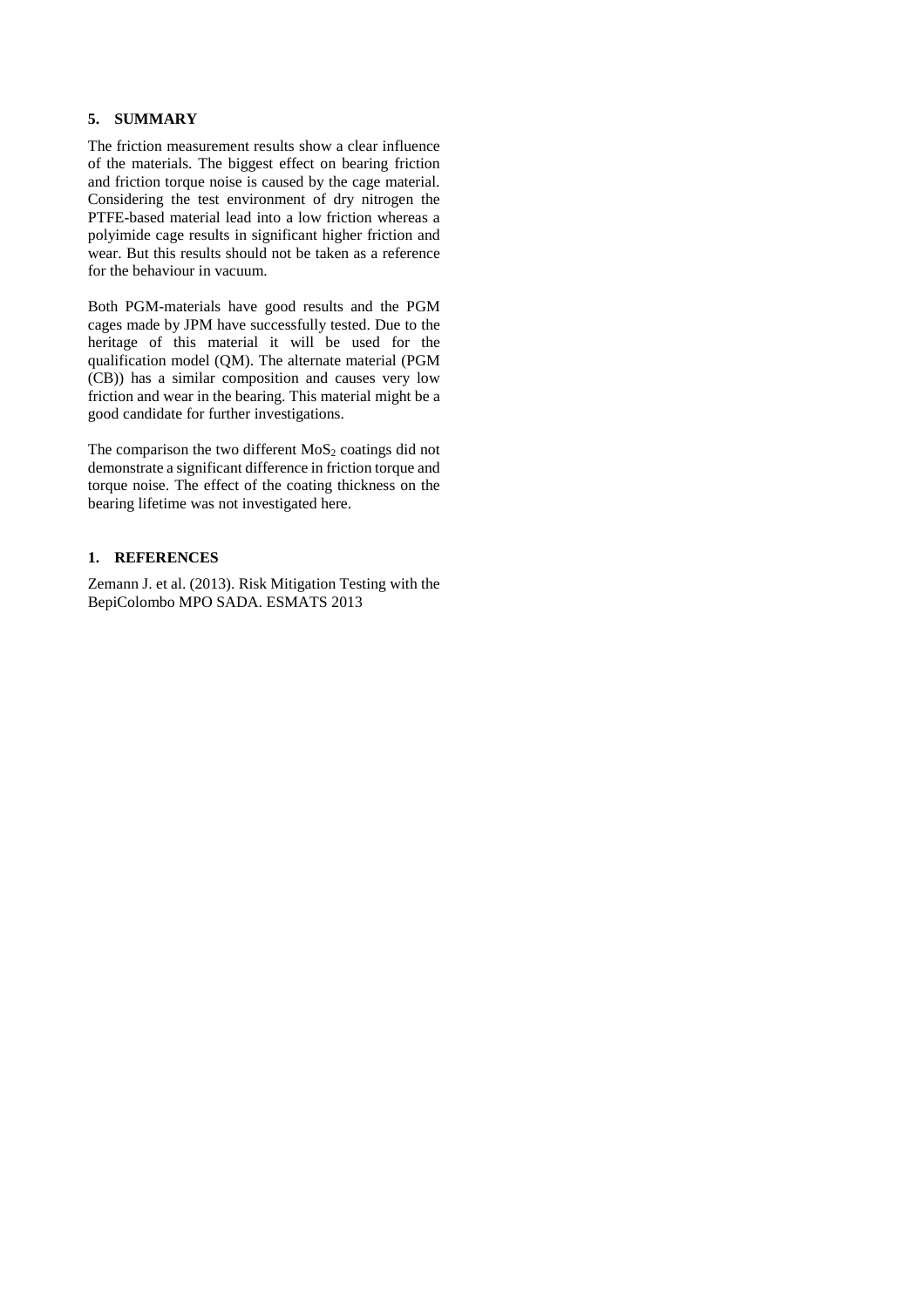## 5. SUMMARY

The friction measurement results show a clear influence of the materials. The biggest effect on bearing friction and friction torque noise is caused by the cage material. Considering the test environment of dry nitrogen the PTFE-based material lead into a low friction whereas a polyimide cage results in significant higher friction and wear. But this results should not be taken as a reference for the behaviour in vacuum.

Both PGM-materials have good results and the PGM cages made by JPM have successfully tested. Due to the heritage of this material it will be used for the qualification model (QM). The alternate material (PGM (CB)) has a similar composition and causes very low friction and wear in the bearing. This material might be a good candidate for further investigations.

The comparison the two different $MoS_2$ coatings did not demonstrate a significant difference in friction torque and torque noise. The effect of the coating thickness on the bearing lifetime was not investigated here.

## 1. REFERENCES

Zemann J. et al. (2013). Risk Mitigation Testing with the BepiColombo MPO SADA. ESMATS 2013